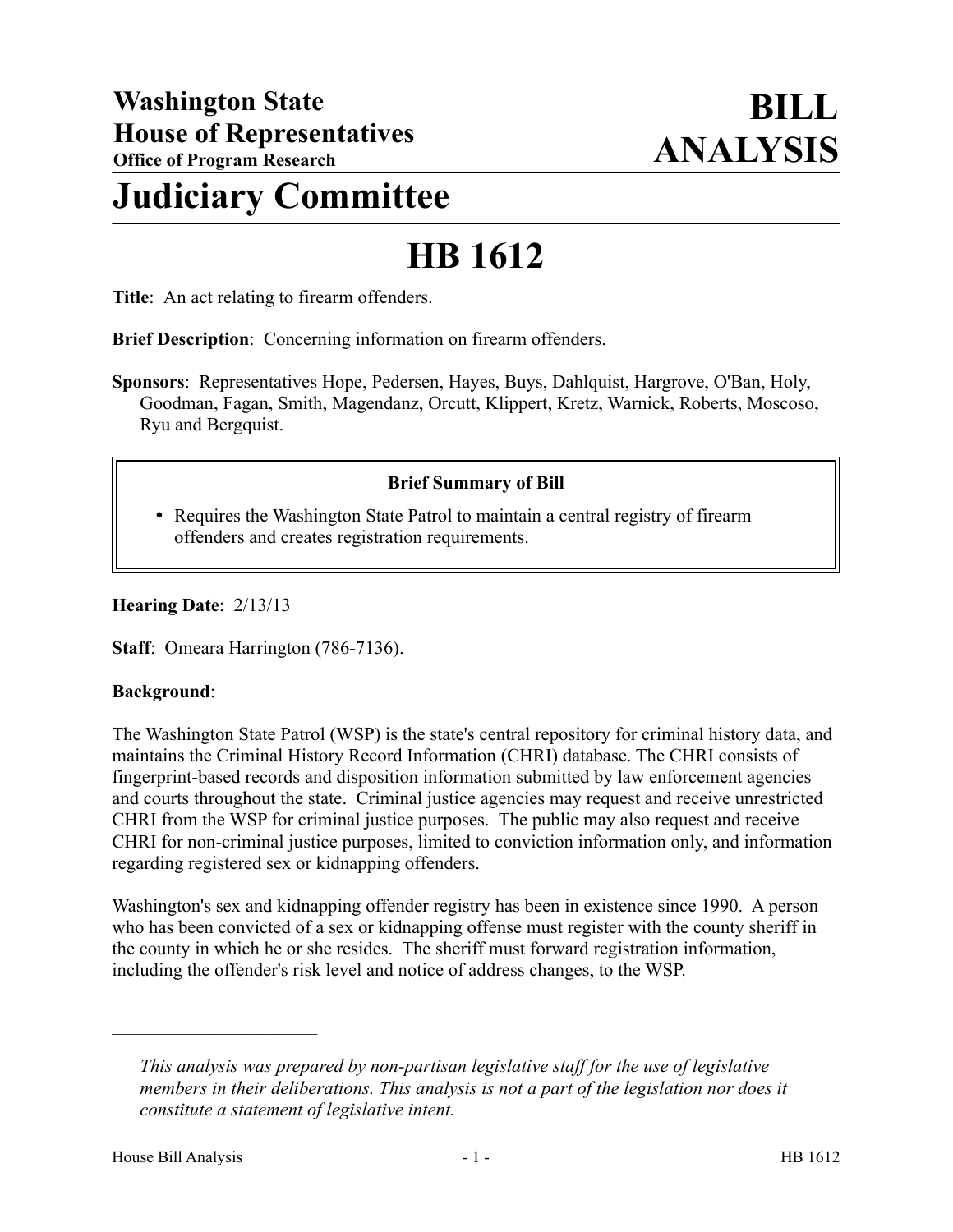# Washington State House of Representatives

**Office of Program Research**

# BILL ANALYSIS

# Judiciary Committee

# HB 1612

**Title**: An act relating to firearm offenders.

**Brief Description**: Concerning information on firearm offenders.

**Sponsors**: Representatives Hope, Pedersen, Hayes, Buys, Dahlquist, Hargrove, O'Ban, Holy, Goodman, Fagan, Smith, Magendanz, Orcutt, Klippert, Kretz, Warnick, Roberts, Moscoso, Ryu and Bergquist.

> **Brief Summary of Bill**
>
> - Requires the Washington State Patrol to maintain a central registry of firearm offenders and creates registration requirements.

**Hearing Date**: 2/13/13

**Staff**: Omeara Harrington (786-7136).

**Background**:

The Washington State Patrol (WSP) is the state's central repository for criminal history data, and maintains the Criminal History Record Information (CHRI) database. The CHRI consists of fingerprint-based records and disposition information submitted by law enforcement agencies and courts throughout the state. Criminal justice agencies may request and receive unrestricted CHRI from the WSP for criminal justice purposes. The public may also request and receive CHRI for non-criminal justice purposes, limited to conviction information only, and information regarding registered sex or kidnapping offenders.

Washington's sex and kidnapping offender registry has been in existence since 1990. A person who has been convicted of a sex or kidnapping offense must register with the county sheriff in the county in which he or she resides. The sheriff must forward registration information, including the offender's risk level and notice of address changes, to the WSP.

---

*This analysis was prepared by non-partisan legislative staff for the use of legislative members in their deliberations. This analysis is not a part of the legislation nor does it constitute a statement of legislative intent.*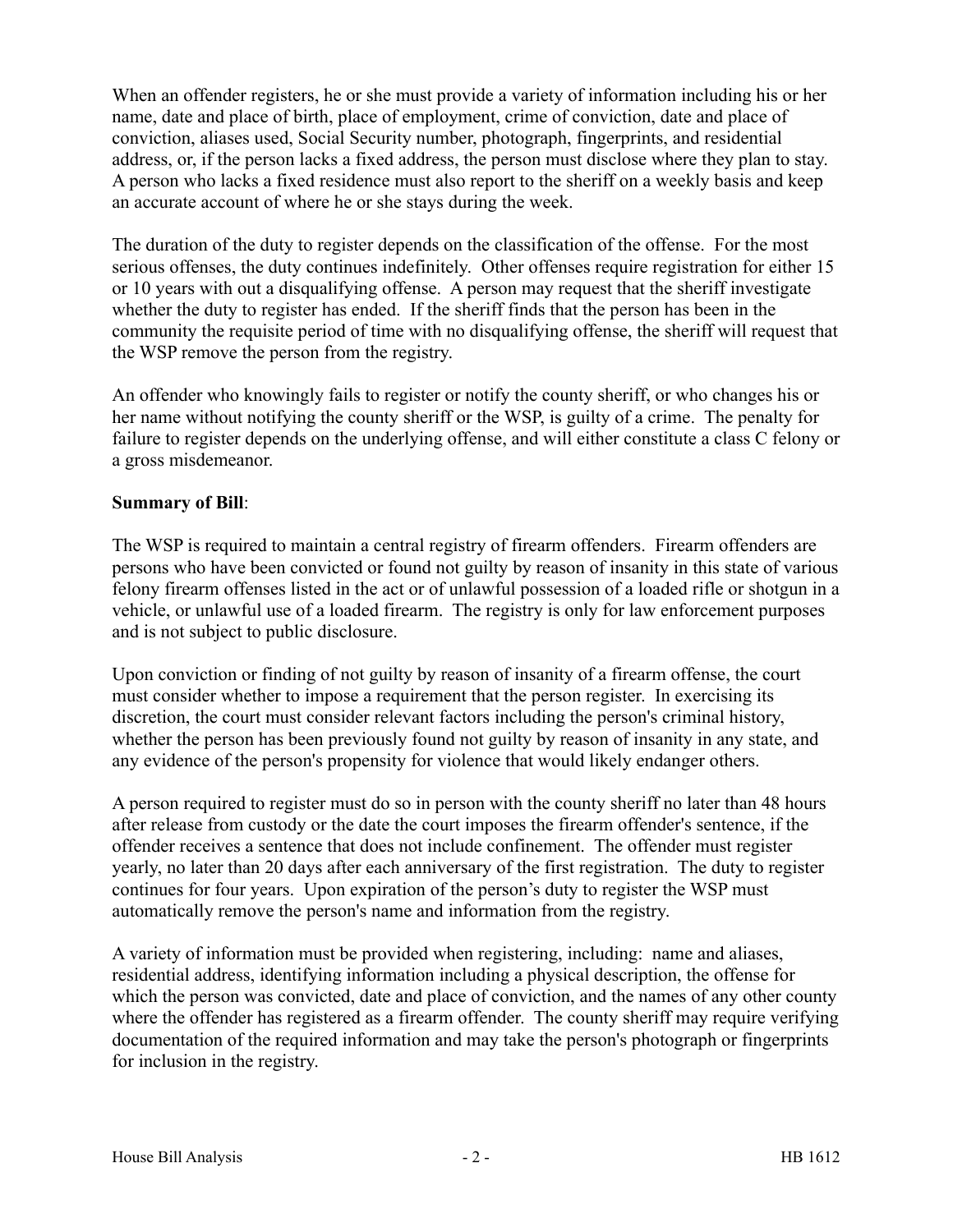When an offender registers, he or she must provide a variety of information including his or her name, date and place of birth, place of employment, crime of conviction, date and place of conviction, aliases used, Social Security number, photograph, fingerprints, and residential address, or, if the person lacks a fixed address, the person must disclose where they plan to stay. A person who lacks a fixed residence must also report to the sheriff on a weekly basis and keep an accurate account of where he or she stays during the week.

The duration of the duty to register depends on the classification of the offense. For the most serious offenses, the duty continues indefinitely. Other offenses require registration for either 15 or 10 years with out a disqualifying offense. A person may request that the sheriff investigate whether the duty to register has ended. If the sheriff finds that the person has been in the community the requisite period of time with no disqualifying offense, the sheriff will request that the WSP remove the person from the registry.

An offender who knowingly fails to register or notify the county sheriff, or who changes his or her name without notifying the county sheriff or the WSP, is guilty of a crime. The penalty for failure to register depends on the underlying offense, and will either constitute a class C felony or a gross misdemeanor.

**Summary of Bill**:

The WSP is required to maintain a central registry of firearm offenders. Firearm offenders are persons who have been convicted or found not guilty by reason of insanity in this state of various felony firearm offenses listed in the act or of unlawful possession of a loaded rifle or shotgun in a vehicle, or unlawful use of a loaded firearm. The registry is only for law enforcement purposes and is not subject to public disclosure.

Upon conviction or finding of not guilty by reason of insanity of a firearm offense, the court must consider whether to impose a requirement that the person register. In exercising its discretion, the court must consider relevant factors including the person's criminal history, whether the person has been previously found not guilty by reason of insanity in any state, and any evidence of the person's propensity for violence that would likely endanger others.

A person required to register must do so in person with the county sheriff no later than 48 hours after release from custody or the date the court imposes the firearm offender's sentence, if the offender receives a sentence that does not include confinement. The offender must register yearly, no later than 20 days after each anniversary of the first registration. The duty to register continues for four years. Upon expiration of the person's duty to register the WSP must automatically remove the person's name and information from the registry.

A variety of information must be provided when registering, including: name and aliases, residential address, identifying information including a physical description, the offense for which the person was convicted, date and place of conviction, and the names of any other county where the offender has registered as a firearm offender. The county sheriff may require verifying documentation of the required information and may take the person's photograph or fingerprints for inclusion in the registry.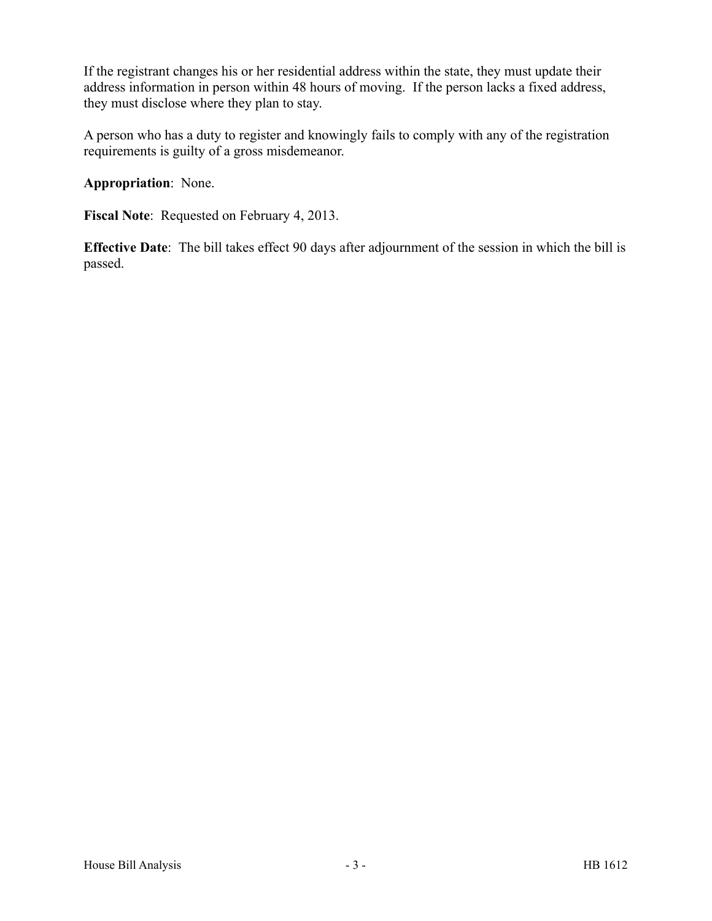If the registrant changes his or her residential address within the state, they must update their address information in person within 48 hours of moving. If the person lacks a fixed address, they must disclose where they plan to stay.

A person who has a duty to register and knowingly fails to comply with any of the registration requirements is guilty of a gross misdemeanor.

**Appropriation**: None.

**Fiscal Note**: Requested on February 4, 2013.

**Effective Date**: The bill takes effect 90 days after adjournment of the session in which the bill is passed.